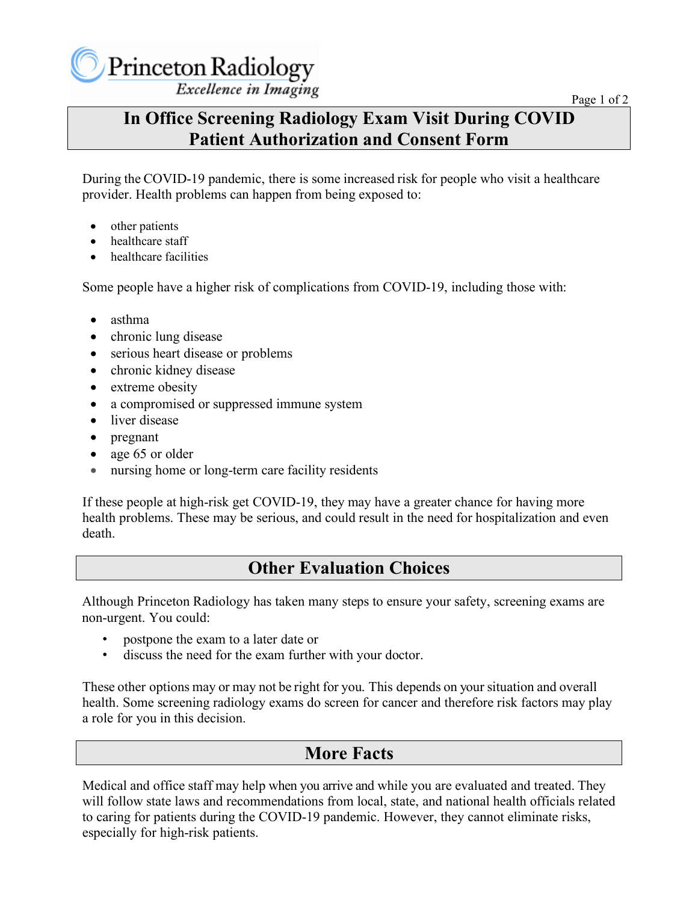Princeton Radiology

*Excellence in Imaging*

# In Office Screening Radiology Exam Visit During COVID Patient Authorization and Consent Form

During the COVID-19 pandemic, there is some increased risk for people who visit a healthcare provider. Health problems can happen from being exposed to:

- other patients
- healthcare staff
- healthcare facilities

Some people have a higher risk of complications from COVID-19, including those with:

- asthma
- chronic lung disease
- serious heart disease or problems
- chronic kidney disease
- extreme obesity
- a compromised or suppressed immune system
- liver disease
- pregnant
- age 65 or older
- nursing home or long-term care facility residents

If these people at high-risk get COVID-19, they may have a greater chance for having more health problems. These may be serious, and could result in the need for hospitalization and even death.

## Other Evaluation Choices

Although Princeton Radiology has taken many steps to ensure your safety, screening exams are non-urgent. You could:

- postpone the exam to a later date or
- discuss the need for the exam further with your doctor.

These other options may or may not be right for you. This depends on your situation and overall health. Some screening radiology exams do screen for cancer and therefore risk factors may play a role for you in this decision.

## More Facts

Medical and office staff may help when you arrive and while you are evaluated and treated. They will follow state laws and recommendations from local, state, and national health officials related to caring for patients during the COVID-19 pandemic. However, they cannot eliminate risks, especially for high-risk patients.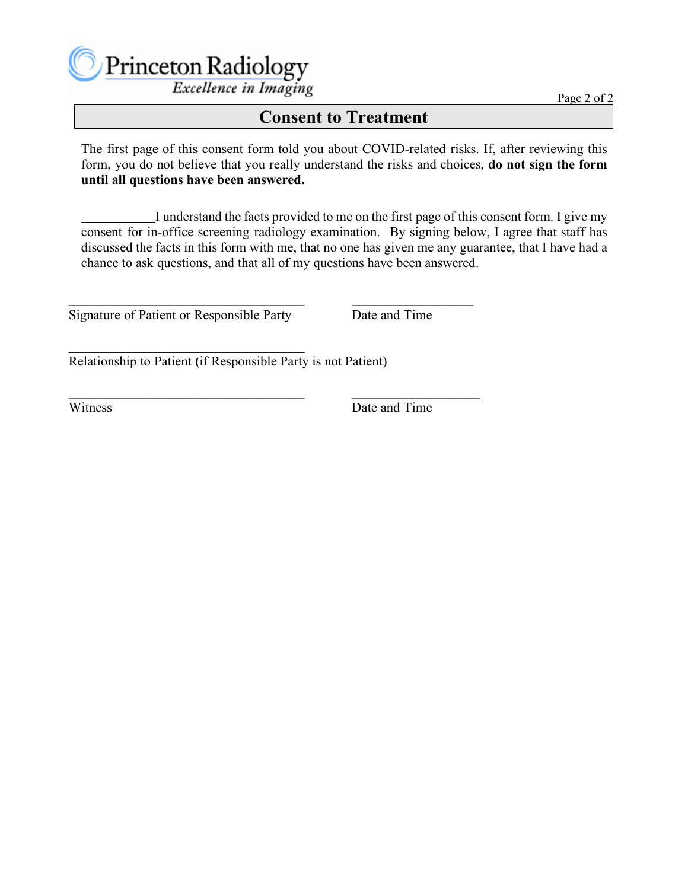Princeton Radiology
*Excellence in Imaging*

# Consent to Treatment

The first page of this consent form told you about COVID-related risks. If, after reviewing this form, you do not believe that you really understand the risks and choices, **do not sign the form until all questions have been answered.**

___________I understand the facts provided to me on the first page of this consent form. I give my consent for in-office screening radiology examination. By signing below, I agree that staff has discussed the facts in this form with me, that no one has given me any guarantee, that I have had a chance to ask questions, and that all of my questions have been answered.

____________________________________ ___________________
Signature of Patient or Responsible Party Date and Time

____________________________________
Relationship to Patient (if Responsible Party is not Patient)

____________________________________ ___________________
Witness Date and Time